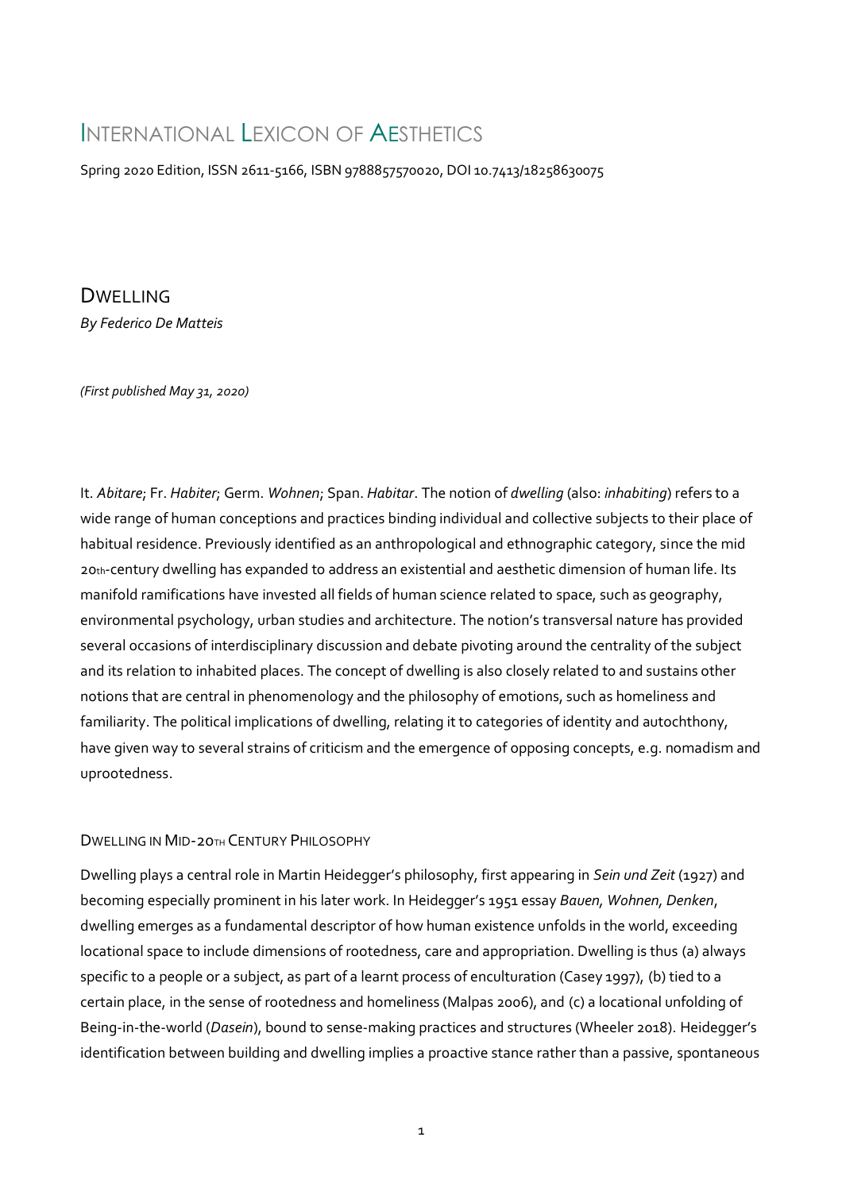# International Lexicon of Aesthetics

Spring 2020 Edition, ISSN 2611-5166, ISBN 9788857570020, DOI 10.7413/18258630075

## Dwelling

*By Federico De Matteis*

*(First published May 31, 2020)*

It. *Abitare*; Fr. *Habiter*; Germ. *Wohnen*; Span. *Habitar*. The notion of *dwelling* (also: *inhabiting*) refers to a wide range of human conceptions and practices binding individual and collective subjects to their place of habitual residence. Previously identified as an anthropological and ethnographic category, since the mid 20th-century dwelling has expanded to address an existential and aesthetic dimension of human life. Its manifold ramifications have invested all fields of human science related to space, such as geography, environmental psychology, urban studies and architecture. The notion's transversal nature has provided several occasions of interdisciplinary discussion and debate pivoting around the centrality of the subject and its relation to inhabited places. The concept of dwelling is also closely related to and sustains other notions that are central in phenomenology and the philosophy of emotions, such as homeliness and familiarity. The political implications of dwelling, relating it to categories of identity and autochthony, have given way to several strains of criticism and the emergence of opposing concepts, e.g. nomadism and uprootedness.

### Dwelling in Mid-20th Century Philosophy

Dwelling plays a central role in Martin Heidegger's philosophy, first appearing in *Sein und Zeit* (1927) and becoming especially prominent in his later work. In Heidegger's 1951 essay *Bauen, Wohnen, Denken*, dwelling emerges as a fundamental descriptor of how human existence unfolds in the world, exceeding locational space to include dimensions of rootedness, care and appropriation. Dwelling is thus (a) always specific to a people or a subject, as part of a learnt process of enculturation (Casey 1997), (b) tied to a certain place, in the sense of rootedness and homeliness (Malpas 2006), and (c) a locational unfolding of Being-in-the-world (*Dasein*), bound to sense-making practices and structures (Wheeler 2018). Heidegger's identification between building and dwelling implies a proactive stance rather than a passive, spontaneous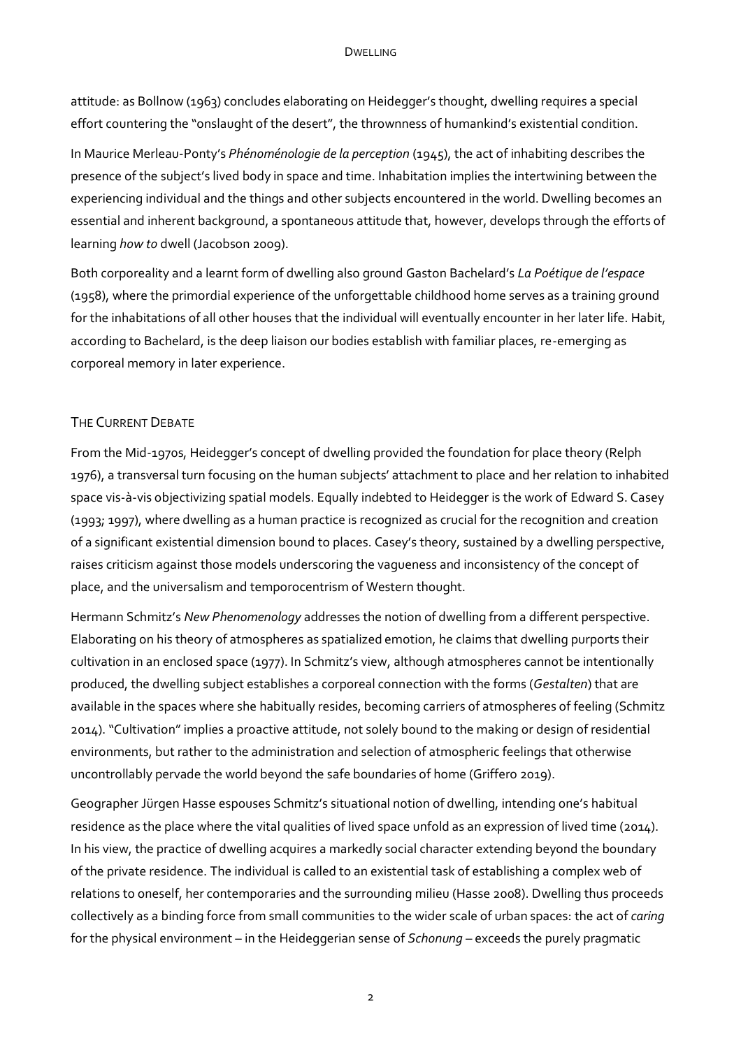attitude: as Bollnow (1963) concludes elaborating on Heidegger's thought, dwelling requires a special effort countering the "onslaught of the desert", the thrownness of humankind's existential condition.

In Maurice Merleau-Ponty's *Phénoménologie de la perception* (1945), the act of inhabiting describes the presence of the subject's lived body in space and time. Inhabitation implies the intertwining between the experiencing individual and the things and other subjects encountered in the world. Dwelling becomes an essential and inherent background, a spontaneous attitude that, however, develops through the efforts of learning *how to* dwell (Jacobson 2009).

Both corporeality and a learnt form of dwelling also ground Gaston Bachelard's *La Poétique de l'espace* (1958), where the primordial experience of the unforgettable childhood home serves as a training ground for the inhabitations of all other houses that the individual will eventually encounter in her later life. Habit, according to Bachelard, is the deep liaison our bodies establish with familiar places, re-emerging as corporeal memory in later experience.

## The Current Debate

From the Mid-1970s, Heidegger's concept of dwelling provided the foundation for place theory (Relph 1976), a transversal turn focusing on the human subjects' attachment to place and her relation to inhabited space vis-à-vis objectivizing spatial models. Equally indebted to Heidegger is the work of Edward S. Casey (1993; 1997), where dwelling as a human practice is recognized as crucial for the recognition and creation of a significant existential dimension bound to places. Casey's theory, sustained by a dwelling perspective, raises criticism against those models underscoring the vagueness and inconsistency of the concept of place, and the universalism and temporocentrism of Western thought.

Hermann Schmitz's *New Phenomenology* addresses the notion of dwelling from a different perspective. Elaborating on his theory of atmospheres as spatialized emotion, he claims that dwelling purports their cultivation in an enclosed space (1977). In Schmitz's view, although atmospheres cannot be intentionally produced, the dwelling subject establishes a corporeal connection with the forms (*Gestalten*) that are available in the spaces where she habitually resides, becoming carriers of atmospheres of feeling (Schmitz 2014). "Cultivation" implies a proactive attitude, not solely bound to the making or design of residential environments, but rather to the administration and selection of atmospheric feelings that otherwise uncontrollably pervade the world beyond the safe boundaries of home (Griffero 2019).

Geographer Jürgen Hasse espouses Schmitz's situational notion of dwelling, intending one's habitual residence as the place where the vital qualities of lived space unfold as an expression of lived time (2014). In his view, the practice of dwelling acquires a markedly social character extending beyond the boundary of the private residence. The individual is called to an existential task of establishing a complex web of relations to oneself, her contemporaries and the surrounding milieu (Hasse 2008). Dwelling thus proceeds collectively as a binding force from small communities to the wider scale of urban spaces: the act of *caring* for the physical environment – in the Heideggerian sense of *Schonung* – exceeds the purely pragmatic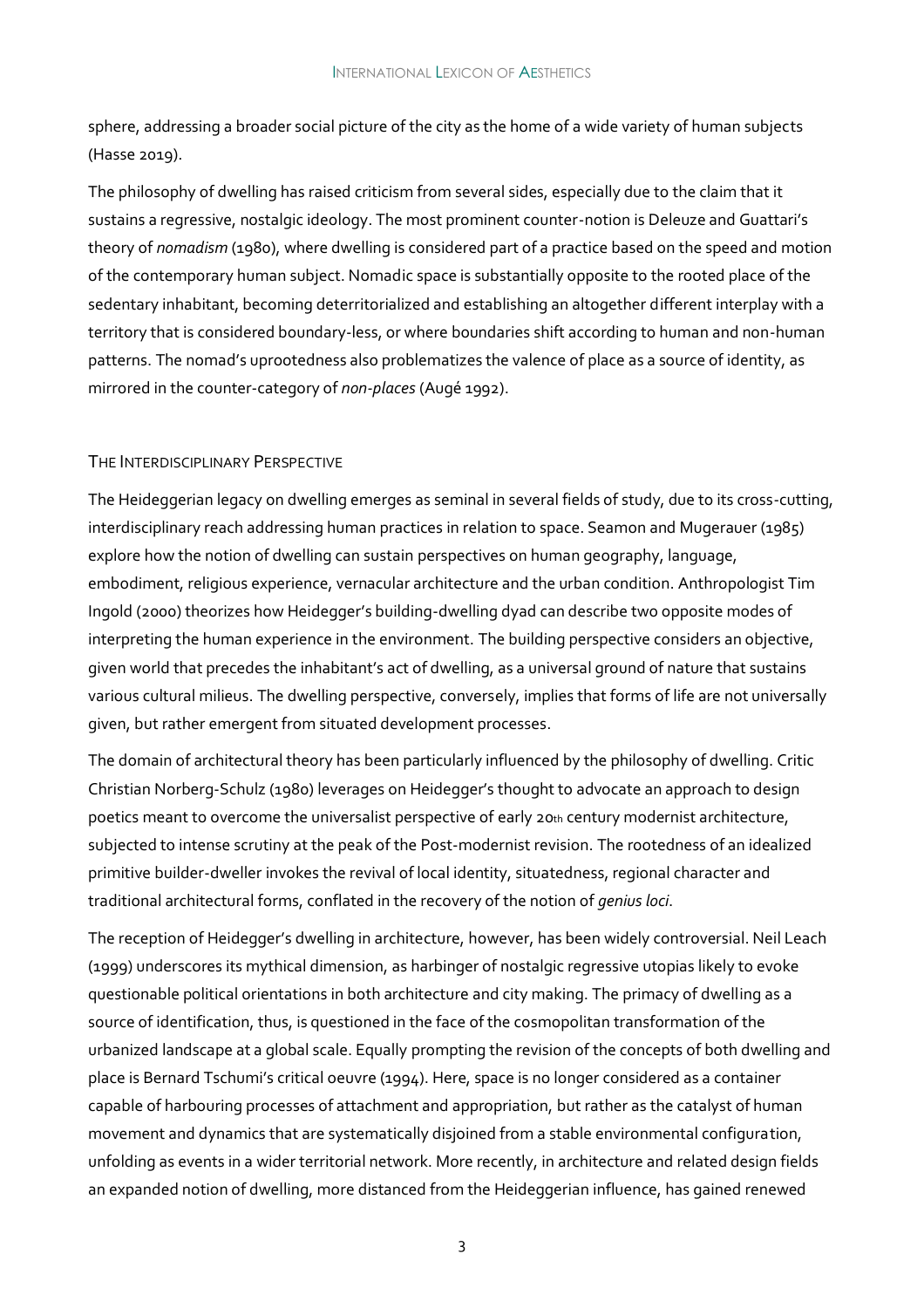sphere, addressing a broader social picture of the city as the home of a wide variety of human subjects (Hasse 2019).

The philosophy of dwelling has raised criticism from several sides, especially due to the claim that it sustains a regressive, nostalgic ideology. The most prominent counter-notion is Deleuze and Guattari's theory of *nomadism* (1980), where dwelling is considered part of a practice based on the speed and motion of the contemporary human subject. Nomadic space is substantially opposite to the rooted place of the sedentary inhabitant, becoming deterritorialized and establishing an altogether different interplay with a territory that is considered boundary-less, or where boundaries shift according to human and non-human patterns. The nomad's uprootedness also problematizes the valence of place as a source of identity, as mirrored in the counter-category of *non-places* (Augé 1992).

## The Interdisciplinary Perspective

The Heideggerian legacy on dwelling emerges as seminal in several fields of study, due to its cross-cutting, interdisciplinary reach addressing human practices in relation to space. Seamon and Mugerauer (1985) explore how the notion of dwelling can sustain perspectives on human geography, language, embodiment, religious experience, vernacular architecture and the urban condition. Anthropologist Tim Ingold (2000) theorizes how Heidegger's building-dwelling dyad can describe two opposite modes of interpreting the human experience in the environment. The building perspective considers an objective, given world that precedes the inhabitant's act of dwelling, as a universal ground of nature that sustains various cultural milieus. The dwelling perspective, conversely, implies that forms of life are not universally given, but rather emergent from situated development processes.

The domain of architectural theory has been particularly influenced by the philosophy of dwelling. Critic Christian Norberg-Schulz (1980) leverages on Heidegger's thought to advocate an approach to design poetics meant to overcome the universalist perspective of early 20th century modernist architecture, subjected to intense scrutiny at the peak of the Post-modernist revision. The rootedness of an idealized primitive builder-dweller invokes the revival of local identity, situatedness, regional character and traditional architectural forms, conflated in the recovery of the notion of *genius loci*.

The reception of Heidegger's dwelling in architecture, however, has been widely controversial. Neil Leach (1999) underscores its mythical dimension, as harbinger of nostalgic regressive utopias likely to evoke questionable political orientations in both architecture and city making. The primacy of dwelling as a source of identification, thus, is questioned in the face of the cosmopolitan transformation of the urbanized landscape at a global scale. Equally prompting the revision of the concepts of both dwelling and place is Bernard Tschumi's critical oeuvre (1994). Here, space is no longer considered as a container capable of harbouring processes of attachment and appropriation, but rather as the catalyst of human movement and dynamics that are systematically disjoined from a stable environmental configuration, unfolding as events in a wider territorial network. More recently, in architecture and related design fields an expanded notion of dwelling, more distanced from the Heideggerian influence, has gained renewed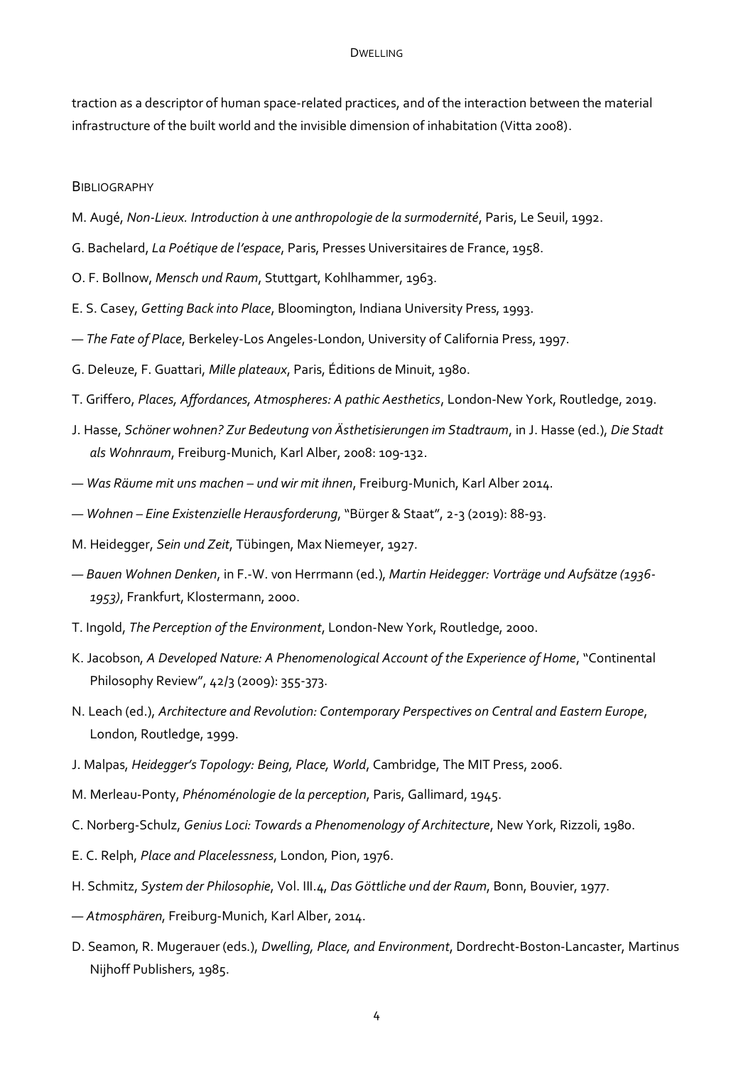traction as a descriptor of human space-related practices, and of the interaction between the material infrastructure of the built world and the invisible dimension of inhabitation (Vitta 2008).

## Bibliography

M. Augé, *Non-Lieux. Introduction à une anthropologie de la surmodernité*, Paris, Le Seuil, 1992.

G. Bachelard, *La Poétique de l'espace*, Paris, Presses Universitaires de France, 1958.

O. F. Bollnow, *Mensch und Raum*, Stuttgart, Kohlhammer, 1963.

E. S. Casey, *Getting Back into Place*, Bloomington, Indiana University Press, 1993.

— *The Fate of Place*, Berkeley-Los Angeles-London, University of California Press, 1997.

G. Deleuze, F. Guattari, *Mille plateaux*, Paris, Éditions de Minuit, 1980.

T. Griffero, *Places, Affordances, Atmospheres: A pathic Aesthetics*, London-New York, Routledge, 2019.

J. Hasse, *Schöner wohnen? Zur Bedeutung von Ästhetisierungen im Stadtraum*, in J. Hasse (ed.), *Die Stadt als Wohnraum*, Freiburg-Munich, Karl Alber, 2008: 109-132.

— *Was Räume mit uns machen – und wir mit ihnen*, Freiburg-Munich, Karl Alber 2014.

— *Wohnen – Eine Existenzielle Herausforderung*, "Bürger & Staat", 2-3 (2019): 88-93.

M. Heidegger, *Sein und Zeit*, Tübingen, Max Niemeyer, 1927.

— *Bauen Wohnen Denken*, in F.-W. von Herrmann (ed.), *Martin Heidegger: Vorträge und Aufsätze (1936-1953)*, Frankfurt, Klostermann, 2000.

T. Ingold, *The Perception of the Environment*, London-New York, Routledge, 2000.

K. Jacobson, *A Developed Nature: A Phenomenological Account of the Experience of Home*, "Continental Philosophy Review", 42/3 (2009): 355-373.

N. Leach (ed.), *Architecture and Revolution: Contemporary Perspectives on Central and Eastern Europe*, London, Routledge, 1999.

J. Malpas, *Heidegger's Topology: Being, Place, World*, Cambridge, The MIT Press, 2006.

M. Merleau-Ponty, *Phénoménologie de la perception*, Paris, Gallimard, 1945.

C. Norberg-Schulz, *Genius Loci: Towards a Phenomenology of Architecture*, New York, Rizzoli, 1980.

E. C. Relph, *Place and Placelessness*, London, Pion, 1976.

H. Schmitz, *System der Philosophie*, Vol. III.4, *Das Göttliche und der Raum*, Bonn, Bouvier, 1977.

— *Atmosphären*, Freiburg-Munich, Karl Alber, 2014.

D. Seamon, R. Mugerauer (eds.), *Dwelling, Place, and Environment*, Dordrecht-Boston-Lancaster, Martinus Nijhoff Publishers, 1985.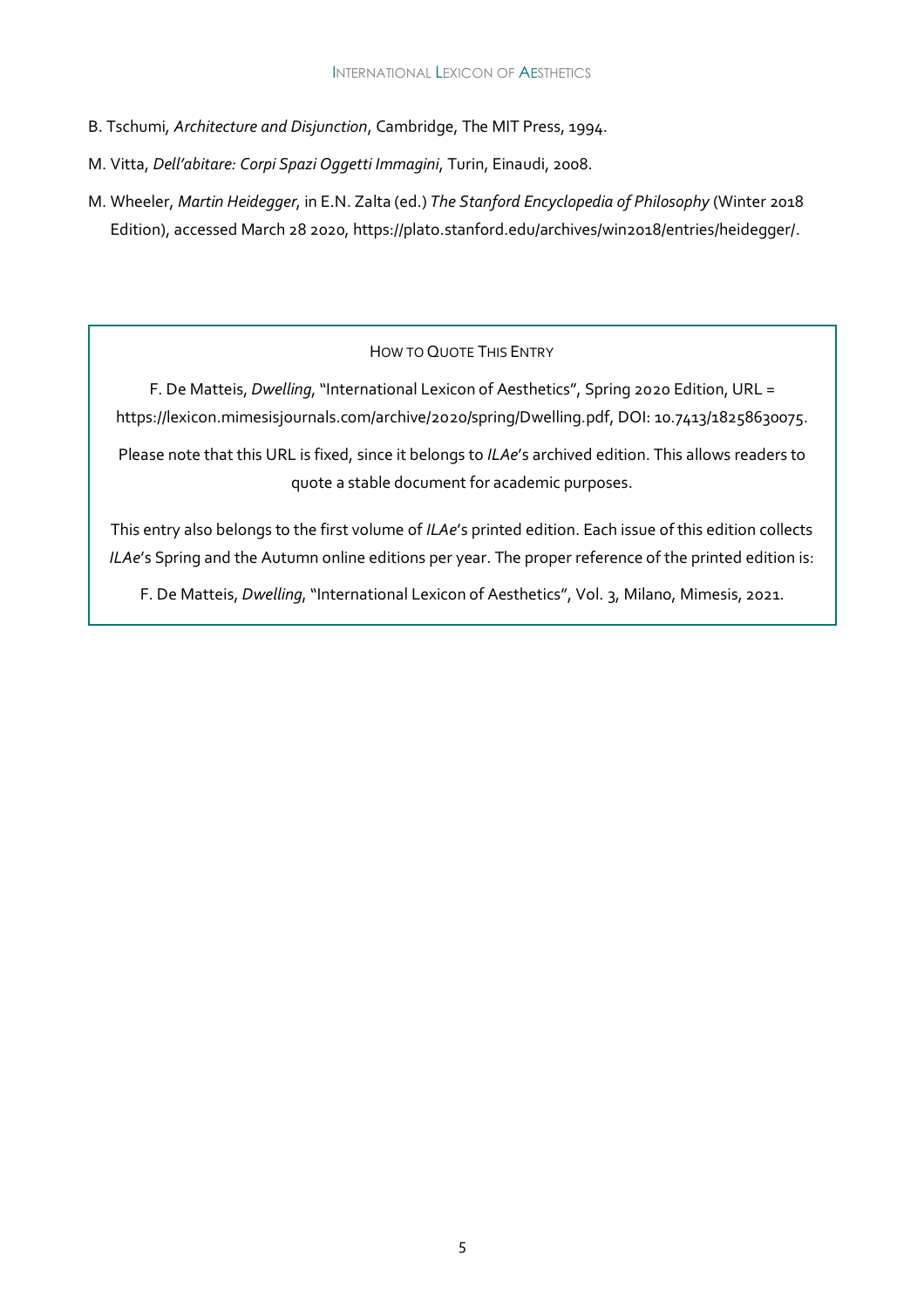B. Tschumi, *Architecture and Disjunction*, Cambridge, The MIT Press, 1994.

M. Vitta, *Dell'abitare: Corpi Spazi Oggetti Immagini*, Turin, Einaudi, 2008.

M. Wheeler, *Martin Heidegger*, in E.N. Zalta (ed.) *The Stanford Encyclopedia of Philosophy* (Winter 2018 Edition), accessed March 28 2020, https://plato.stanford.edu/archives/win2018/entries/heidegger/.

---

HOW TO QUOTE THIS ENTRY

F. De Matteis, *Dwelling*, "International Lexicon of Aesthetics", Spring 2020 Edition, URL = https://lexicon.mimesisjournals.com/archive/2020/spring/Dwelling.pdf, DOI: 10.7413/18258630075.

Please note that this URL is fixed, since it belongs to *ILAe*'s archived edition. This allows readers to quote a stable document for academic purposes.

This entry also belongs to the first volume of *ILAe*'s printed edition. Each issue of this edition collects *ILAe*'s Spring and the Autumn online editions per year. The proper reference of the printed edition is:

F. De Matteis, *Dwelling*, "International Lexicon of Aesthetics", Vol. 3, Milano, Mimesis, 2021.